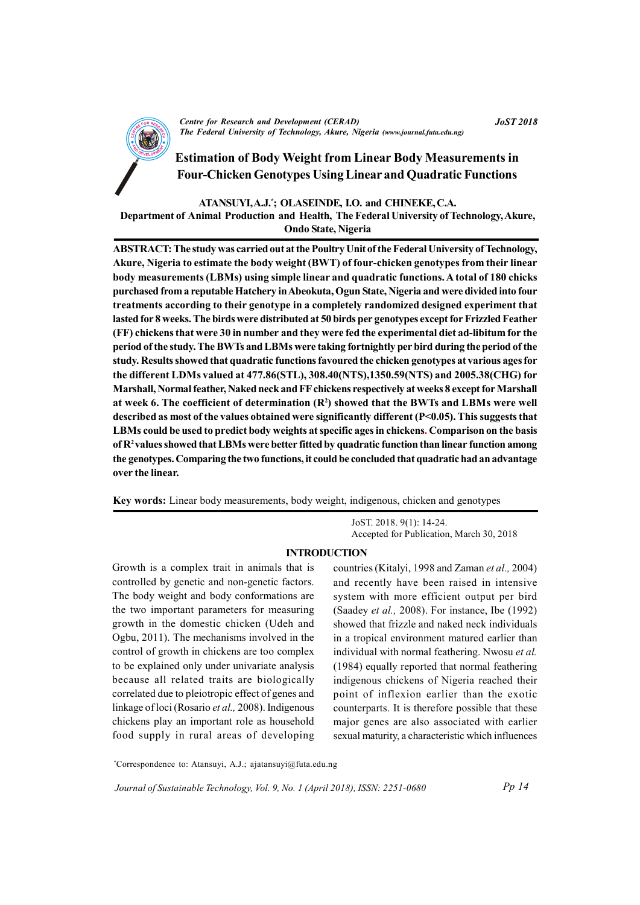# Estimation of Body Weight from Linear Body Measurements in Four-Chicken Genotypes Using Linear and Quadratic Functions

**ATANSUYI, A.J.*; OLASEINDE, I.O. and CHINEKE, C.A.**

**Department of Animal Production and Health, The Federal University of Technology, Akure, Ondo State, Nigeria**

**ABSTRACT: The study was carried out at the Poultry Unit of the Federal University of Technology, Akure, Nigeria to estimate the body weight (BWT) of four-chicken genotypes from their linear body measurements (LBMs) using simple linear and quadratic functions. A total of 180 chicks purchased from a reputable Hatchery in Abeokuta, Ogun State, Nigeria and were divided into four treatments according to their genotype in a completely randomized designed experiment that lasted for 8 weeks. The birds were distributed at 50 birds per genotypes except for Frizzled Feather (FF) chickens that were 30 in number and they were fed the experimental diet ad-libitum for the period of the study. The BWTs and LBMs were taking fortnightly per bird during the period of the study. Results showed that quadratic functions favoured the chicken genotypes at various ages for the different LDMs valued at 477.86(STL), 308.40(NTS), 1350.59(NTS) and 2005.38(CHG) for Marshall, Normal feather, Naked neck and FF chickens respectively at weeks 8 except for Marshall at week 6. The coefficient of determination ($R^2$) showed that the BWTs and LBMs were well described as most of the values obtained were significantly different ($P<0.05$). This suggests that LBMs could be used to predict body weights at specific ages in chickens. Comparison on the basis of $R^2$ values showed that LBMs were better fitted by quadratic function than linear function among the genotypes. Comparing the two functions, it could be concluded that quadratic had an advantage over the linear.**

**Key words:** Linear body measurements, body weight, indigenous, chicken and genotypes

JoST. 2018. 9(1): 14-24.
Accepted for Publication, March 30, 2018

## INTRODUCTION

Growth is a complex trait in animals that is controlled by genetic and non-genetic factors. The body weight and body conformations are the two important parameters for measuring growth in the domestic chicken (Udeh and Ogbu, 2011). The mechanisms involved in the control of growth in chickens are too complex to be explained only under univariate analysis because all related traits are biologically correlated due to pleiotropic effect of genes and linkage of loci (Rosario *et al.,* 2008). Indigenous chickens play an important role as household food supply in rural areas of developing countries (Kitalyi, 1998 and Zaman *et al.,* 2004) and recently have been raised in intensive system with more efficient output per bird (Saadey *et al.,* 2008). For instance, Ibe (1992) showed that frizzle and naked neck individuals in a tropical environment matured earlier than individual with normal feathering. Nwosu *et al.* (1984) equally reported that normal feathering indigenous chickens of Nigeria reached their point of inflexion earlier than the exotic counterparts. It is therefore possible that these major genes are also associated with earlier sexual maturity, a characteristic which influences

*Correspondence to: Atansuyi, A.J.; ajatansuyi@futa.edu.ng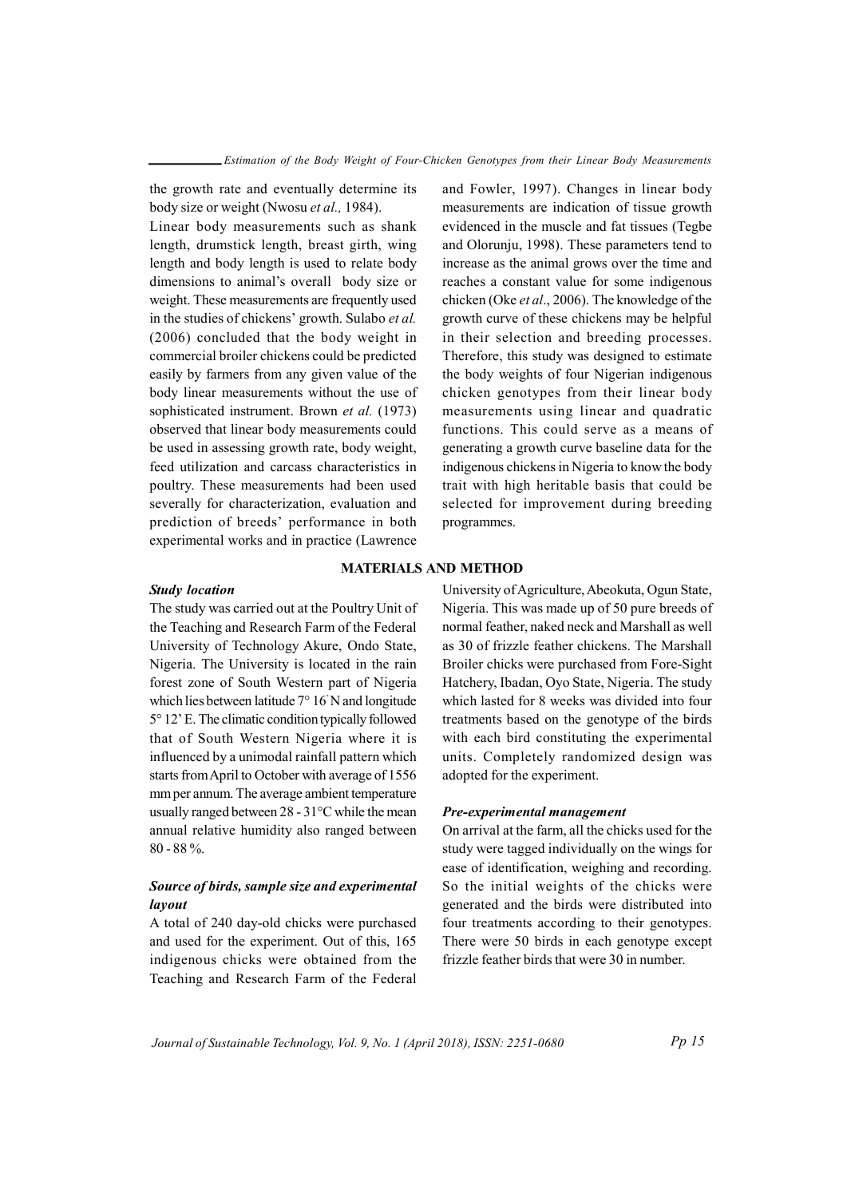the growth rate and eventually determine its body size or weight (Nwosu *et al.,* 1984).

Linear body measurements such as shank length, drumstick length, breast girth, wing length and body length is used to relate body dimensions to animal's overall body size or weight. These measurements are frequently used in the studies of chickens' growth. Sulabo *et al.* (2006) concluded that the body weight in commercial broiler chickens could be predicted easily by farmers from any given value of the body linear measurements without the use of sophisticated instrument. Brown *et al.* (1973) observed that linear body measurements could be used in assessing growth rate, body weight, feed utilization and carcass characteristics in poultry. These measurements had been used severally for characterization, evaluation and prediction of breeds' performance in both experimental works and in practice (Lawrence and Fowler, 1997). Changes in linear body measurements are indication of tissue growth evidenced in the muscle and fat tissues (Tegbe and Olorunju, 1998). These parameters tend to increase as the animal grows over the time and reaches a constant value for some indigenous chicken (Oke *et al*., 2006). The knowledge of the growth curve of these chickens may be helpful in their selection and breeding processes. Therefore, this study was designed to estimate the body weights of four Nigerian indigenous chicken genotypes from their linear body measurements using linear and quadratic functions. This could serve as a means of generating a growth curve baseline data for the indigenous chickens in Nigeria to know the body trait with high heritable basis that could be selected for improvement during breeding programmes.

## MATERIALS AND METHOD

### *Study location*

The study was carried out at the Poultry Unit of the Teaching and Research Farm of the Federal University of Technology Akure, Ondo State, Nigeria. The University is located in the rain forest zone of South Western part of Nigeria which lies between latitude 7° 16' N and longitude 5° 12' E. The climatic condition typically followed that of South Western Nigeria where it is influenced by a unimodal rainfall pattern which starts from April to October with average of 1556 mm per annum. The average ambient temperature usually ranged between 28 - 31°C while the mean annual relative humidity also ranged between 80 - 88 %.

### *Source of birds, sample size and experimental layout*

A total of 240 day-old chicks were purchased and used for the experiment. Out of this, 165 indigenous chicks were obtained from the Teaching and Research Farm of the Federal University of Agriculture, Abeokuta, Ogun State, Nigeria. This was made up of 50 pure breeds of normal feather, naked neck and Marshall as well as 30 of frizzle feather chickens. The Marshall Broiler chicks were purchased from Fore-Sight Hatchery, Ibadan, Oyo State, Nigeria. The study which lasted for 8 weeks was divided into four treatments based on the genotype of the birds with each bird constituting the experimental units. Completely randomized design was adopted for the experiment.

### *Pre-experimental management*

On arrival at the farm, all the chicks used for the study were tagged individually on the wings for ease of identification, weighing and recording. So the initial weights of the chicks were generated and the birds were distributed into four treatments according to their genotypes. There were 50 birds in each genotype except frizzle feather birds that were 30 in number.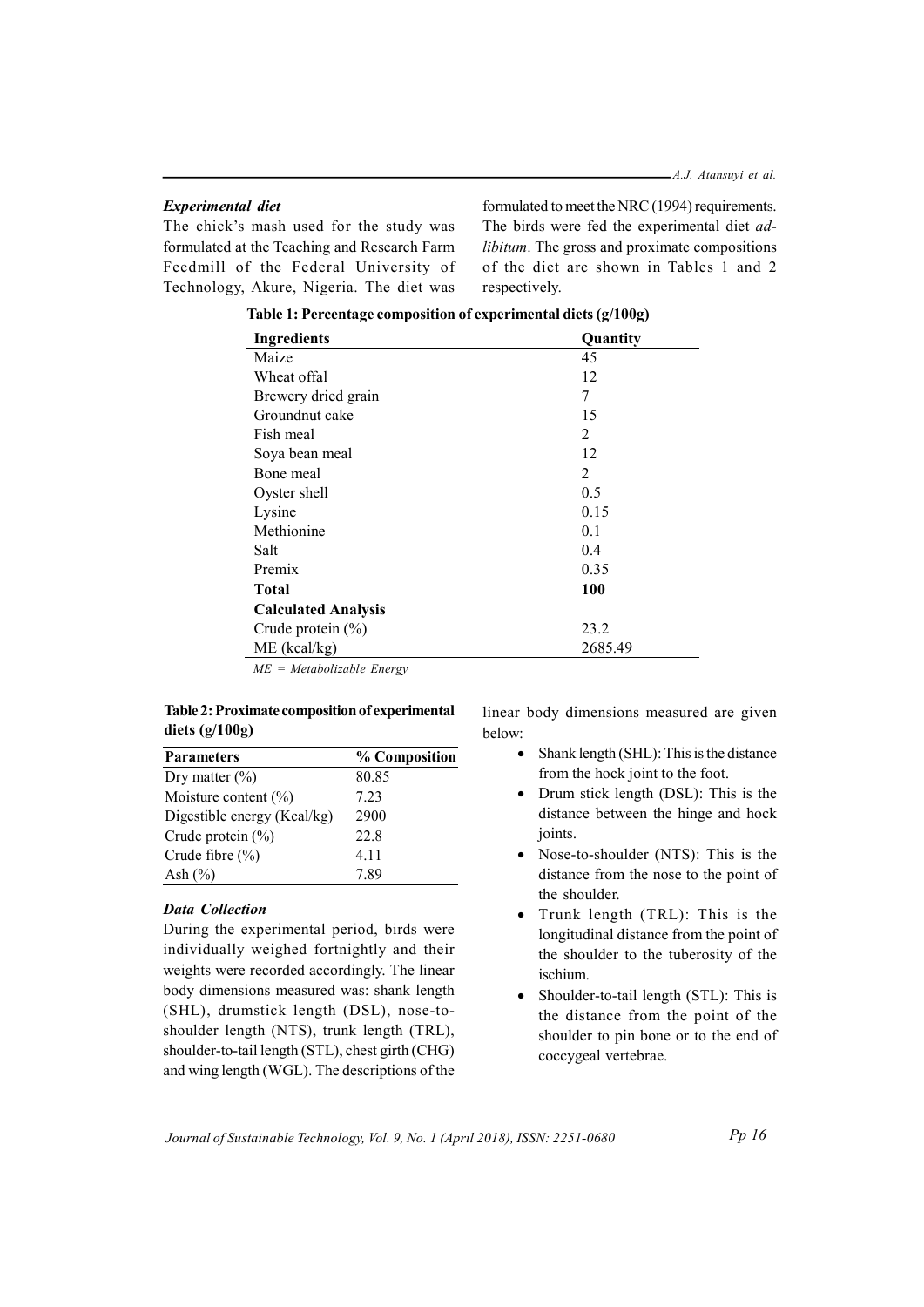### *Experimental diet*

The chick's mash used for the study was formulated at the Teaching and Research Farm Feedmill of the Federal University of Technology, Akure, Nigeria. The diet was formulated to meet the NRC (1994) requirements. The birds were fed the experimental diet *ad-libitum*. The gross and proximate compositions of the diet are shown in Tables 1 and 2 respectively.

**Table 1: Percentage composition of experimental diets (g/100g)**

| Ingredients | Quantity |
|---|---|
| Maize | 45 |
| Wheat offal | 12 |
| Brewery dried grain | 7 |
| Groundnut cake | 15 |
| Fish meal | 2 |
| Soya bean meal | 12 |
| Bone meal | 2 |
| Oyster shell | 0.5 |
| Lysine | 0.15 |
| Methionine | 0.1 |
| Salt | 0.4 |
| Premix | 0.35 |
| **Total** | **100** |
| **Calculated Analysis** | |
| Crude protein (%) | 23.2 |
| ME (kcal/kg) | 2685.49 |

*ME = Metabolizable Energy*

**Table 2: Proximate composition of experimental diets (g/100g)**

| Parameters | % Composition |
|---|---|
| Dry matter (%) | 80.85 |
| Moisture content (%) | 7.23 |
| Digestible energy (Kcal/kg) | 2900 |
| Crude protein (%) | 22.8 |
| Crude fibre (%) | 4.11 |
| Ash (%) | 7.89 |

### *Data Collection*

During the experimental period, birds were individually weighed fortnightly and their weights were recorded accordingly. The linear body dimensions measured was: shank length (SHL), drumstick length (DSL), nose-to-shoulder length (NTS), trunk length (TRL), shoulder-to-tail length (STL), chest girth (CHG) and wing length (WGL). The descriptions of the linear body dimensions measured are given below:

- Shank length (SHL): This is the distance from the hock joint to the foot.
- Drum stick length (DSL): This is the distance between the hinge and hock joints.
- Nose-to-shoulder (NTS): This is the distance from the nose to the point of the shoulder.
- Trunk length (TRL): This is the longitudinal distance from the point of the shoulder to the tuberosity of the ischium.
- Shoulder-to-tail length (STL): This is the distance from the point of the shoulder to pin bone or to the end of coccygeal vertebrae.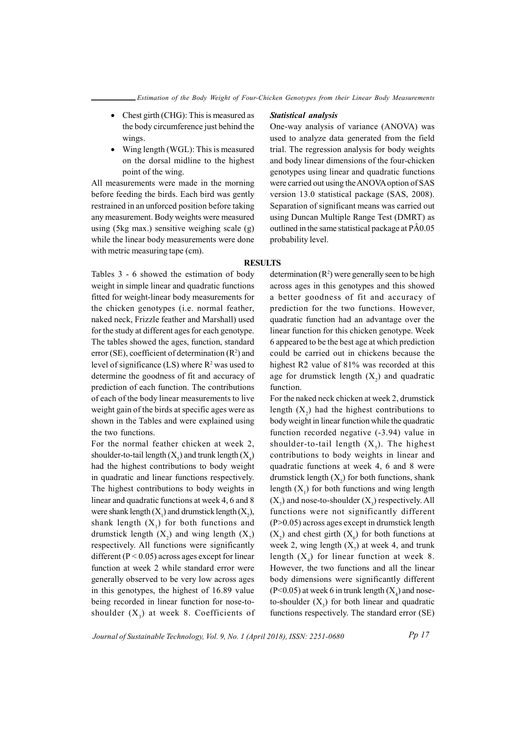- Chest girth (CHG): This is measured as the body circumference just behind the wings.
- Wing length (WGL): This is measured on the dorsal midline to the highest point of the wing.

All measurements were made in the morning before feeding the birds. Each bird was gently restrained in an unforced position before taking any measurement. Body weights were measured using (5kg max.) sensitive weighing scale (g) while the linear body measurements were done with metric measuring tape (cm).

***Statistical analysis***

One-way analysis of variance (ANOVA) was used to analyze data generated from the field trial. The regression analysis for body weights and body linear dimensions of the four-chicken genotypes using linear and quadratic functions were carried out using the ANOVA option of SAS version 13.0 statistical package (SAS, 2008). Separation of significant means was carried out using Duncan Multiple Range Test (DMRT) as outlined in the same statistical package at PÂ0.05 probability level.

## RESULTS

Tables 3 - 6 showed the estimation of body weight in simple linear and quadratic functions fitted for weight-linear body measurements for the chicken genotypes (i.e. normal feather, naked neck, Frizzle feather and Marshall) used for the study at different ages for each genotype. The tables showed the ages, function, standard error (SE), coefficient of determination ($R^2$) and level of significance (LS) where $R^2$ was used to determine the goodness of fit and accuracy of prediction of each function. The contributions of each of the body linear measurements to live weight gain of the birds at specific ages were as shown in the Tables and were explained using the two functions.

For the normal feather chicken at week 2, shoulder-to-tail length ($X_5$) and trunk length ($X_4$) had the highest contributions to body weight in quadratic and linear functions respectively. The highest contributions to body weights in linear and quadratic functions at week 4, 6 and 8 were shank length ($X_1$) and drumstick length ($X_2$), shank length ($X_1$) for both functions and drumstick length ($X_2$) and wing length ($X_7$) respectively. All functions were significantly different ($P < 0.05$) across ages except for linear function at week 2 while standard error were generally observed to be very low across ages in this genotypes, the highest of 16.89 value being recorded in linear function for nose-to-shoulder ($X_3$) at week 8. Coefficients of determination ($R^2$) were generally seen to be high across ages in this genotypes and this showed a better goodness of fit and accuracy of prediction for the two functions. However, quadratic function had an advantage over the linear function for this chicken genotype. Week 6 appeared to be the best age at which prediction could be carried out in chickens because the highest R2 value of 81% was recorded at this age for drumstick length ($X_2$) and quadratic function.

For the naked neck chicken at week 2, drumstick length ($X_2$) had the highest contributions to body weight in linear function while the quadratic function recorded negative (-3.94) value in shoulder-to-tail length ($X_5$). The highest contributions to body weights in linear and quadratic functions at week 4, 6 and 8 were drumstick length ($X_2$) for both functions, shank length ($X_1$) for both functions and wing length ($X_7$) and nose-to-shoulder ($X_3$) respectively. All functions were not significantly different ($P>0.05$) across ages except in drumstick length ($X_2$) and chest girth ($X_6$) for both functions at week 2, wing length ($X_7$) at week 4, and trunk length ($X_4$) for linear function at week 8. However, the two functions and all the linear body dimensions were significantly different ($P<0.05$) at week 6 in trunk length ($X_4$) and nose-to-shoulder ($X_3$) for both linear and quadratic functions respectively. The standard error (SE)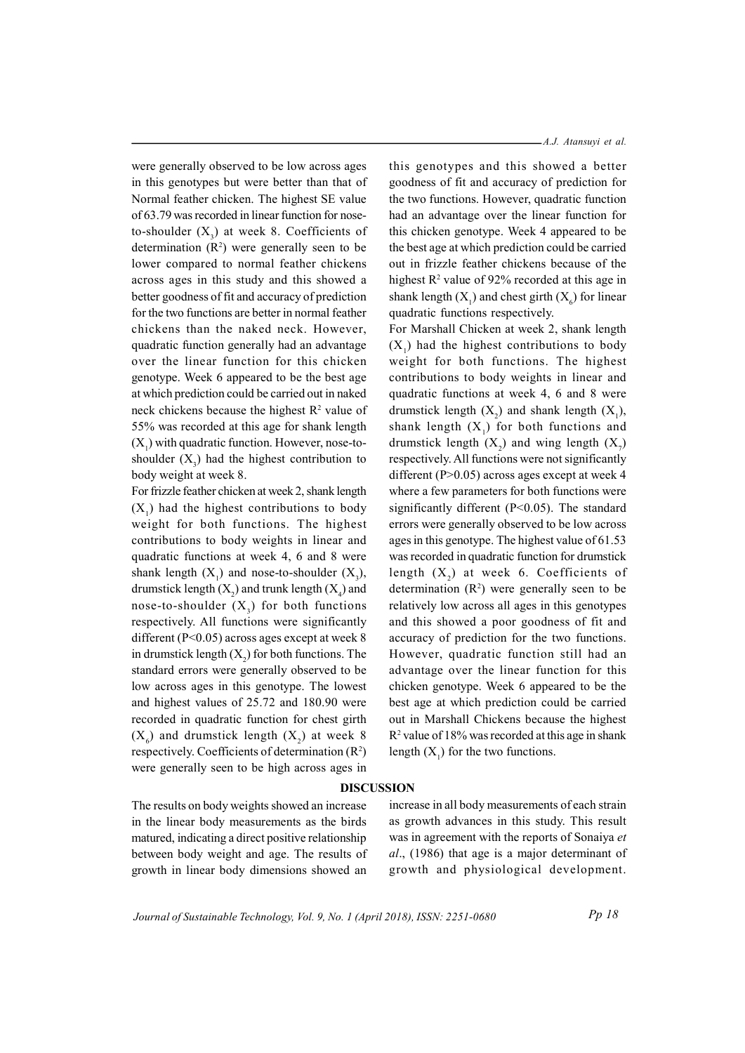were generally observed to be low across ages in this genotypes but were better than that of Normal feather chicken. The highest SE value of 63.79 was recorded in linear function for nose-to-shoulder ($X_3$) at week 8. Coefficients of determination ($R^2$) were generally seen to be lower compared to normal feather chickens across ages in this study and this showed a better goodness of fit and accuracy of prediction for the two functions are better in normal feather chickens than the naked neck. However, quadratic function generally had an advantage over the linear function for this chicken genotype. Week 6 appeared to be the best age at which prediction could be carried out in naked neck chickens because the highest $R^2$ value of 55% was recorded at this age for shank length ($X_1$) with quadratic function. However, nose-to-shoulder ($X_3$) had the highest contribution to body weight at week 8.

For frizzle feather chicken at week 2, shank length ($X_1$) had the highest contributions to body weight for both functions. The highest contributions to body weights in linear and quadratic functions at week 4, 6 and 8 were shank length ($X_1$) and nose-to-shoulder ($X_3$), drumstick length ($X_2$) and trunk length ($X_4$) and nose-to-shoulder ($X_3$) for both functions respectively. All functions were significantly different ($P<0.05$) across ages except at week 8 in drumstick length ($X_2$) for both functions. The standard errors were generally observed to be low across ages in this genotype. The lowest and highest values of 25.72 and 180.90 were recorded in quadratic function for chest girth ($X_6$) and drumstick length ($X_2$) at week 8 respectively. Coefficients of determination ($R^2$) were generally seen to be high across ages in this genotypes and this showed a better goodness of fit and accuracy of prediction for the two functions. However, quadratic function had an advantage over the linear function for this chicken genotype. Week 4 appeared to be the best age at which prediction could be carried out in frizzle feather chickens because of the highest $R^2$ value of 92% recorded at this age in shank length ($X_1$) and chest girth ($X_6$) for linear quadratic functions respectively.

For Marshall Chicken at week 2, shank length ($X_1$) had the highest contributions to body weight for both functions. The highest contributions to body weights in linear and quadratic functions at week 4, 6 and 8 were drumstick length ($X_2$) and shank length ($X_1$), shank length ($X_1$) for both functions and drumstick length ($X_2$) and wing length ($X_7$) respectively. All functions were not significantly different ($P>0.05$) across ages except at week 4 where a few parameters for both functions were significantly different ($P<0.05$). The standard errors were generally observed to be low across ages in this genotype. The highest value of 61.53 was recorded in quadratic function for drumstick length ($X_2$) at week 6. Coefficients of determination ($R^2$) were generally seen to be relatively low across all ages in this genotypes and this showed a poor goodness of fit and accuracy of prediction for the two functions. However, quadratic function still had an advantage over the linear function for this chicken genotype. Week 6 appeared to be the best age at which prediction could be carried out in Marshall Chickens because the highest $R^2$ value of 18% was recorded at this age in shank length ($X_1$) for the two functions.

## DISCUSSION

The results on body weights showed an increase in the linear body measurements as the birds matured, indicating a direct positive relationship between body weight and age. The results of growth in linear body dimensions showed an increase in all body measurements of each strain as growth advances in this study. This result was in agreement with the reports of Sonaiya *et al*., (1986) that age is a major determinant of growth and physiological development.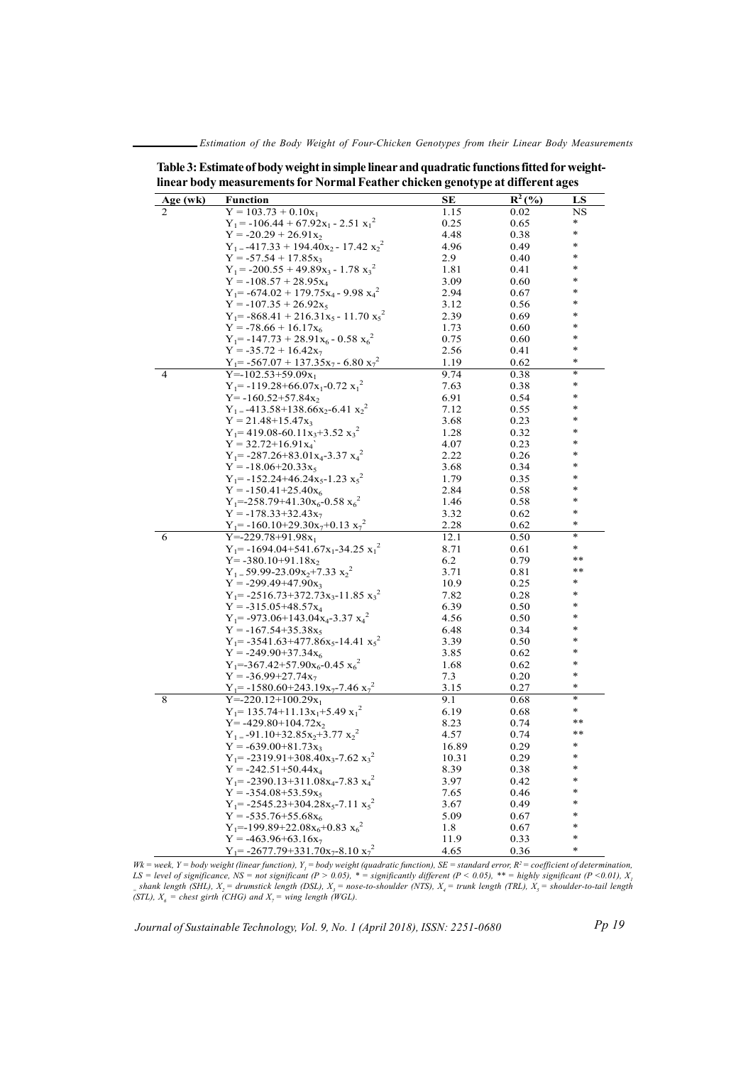**Table 3: Estimate of body weight in simple linear and quadratic functions fitted for weight-linear body measurements for Normal Feather chicken genotype at different ages**

| Age (wk) | Function | SE | $R^2$ (%) | LS |
|---|---|---|---|---|
| 2 | $Y = 103.73 + 0.10x_1$ | 1.15 | 0.02 | NS |
| | $Y_1 = -106.44 + 67.92x_1 - 2.51\ x_1^2$ | 0.25 | 0.65 | * |
| | $Y = -20.29 + 26.91x_2$ | 4.48 | 0.38 | * |
| | $Y_1 = -417.33 + 194.40x_2 - 17.42\ x_2^2$ | 4.96 | 0.49 | * |
| | $Y = -57.54 + 17.85x_3$ | 2.9 | 0.40 | * |
| | $Y_1 = -200.55 + 49.89x_3 - 1.78\ x_3^2$ | 1.81 | 0.41 | * |
| | $Y = -108.57 + 28.95x_4$ | 3.09 | 0.60 | * |
| | $Y_1 = -674.02 + 179.75x_4 - 9.98\ x_4^2$ | 2.94 | 0.67 | * |
| | $Y = -107.35 + 26.92x_5$ | 3.12 | 0.56 | * |
| | $Y_1 = -868.41 + 216.31x_5 - 11.70\ x_5^2$ | 2.39 | 0.69 | * |
| | $Y = -78.66 + 16.17x_6$ | 1.73 | 0.60 | * |
| | $Y_1 = -147.73 + 28.91x_6 - 0.58\ x_6^2$ | 0.75 | 0.60 | * |
| | $Y = -35.72 + 16.42x_7$ | 2.56 | 0.41 | * |
| | $Y_1 = -567.07 + 137.35x_7 - 6.80\ x_7^2$ | 1.19 | 0.62 | * |
| 4 | $Y = -102.53 + 59.09x_1$ | 9.74 | 0.38 | * |
| | $Y_1 = -119.28 + 66.07x_1 - 0.72\ x_1^2$ | 7.63 | 0.38 | * |
| | $Y = -160.52 + 57.84x_2$ | 6.91 | 0.54 | * |
| | $Y_1 = -413.58 + 138.66x_2 - 6.41\ x_2^2$ | 7.12 | 0.55 | * |
| | $Y = 21.48 + 15.47x_3$ | 3.68 | 0.23 | * |
| | $Y_1 = 419.08 - 60.11x_3 + 3.52\ x_3^2$ | 1.28 | 0.32 | * |
| | $Y = 32.72 + 16.91x_4$ | 4.07 | 0.23 | * |
| | $Y_1 = -287.26 + 83.01x_4 - 3.37\ x_4^2$ | 2.22 | 0.26 | * |
| | $Y = -18.06 + 20.33x_5$ | 3.68 | 0.34 | * |
| | $Y_1 = -152.24 + 46.24x_5 - 1.23\ x_5^2$ | 1.79 | 0.35 | * |
| | $Y = -150.41 + 25.40x_6$ | 2.84 | 0.58 | * |
| | $Y_1 = -258.79 + 41.30x_6 - 0.58\ x_6^2$ | 1.46 | 0.58 | * |
| | $Y = -178.33 + 32.43x_7$ | 3.32 | 0.62 | * |
| | $Y_1 = -160.10 + 29.30x_7 + 0.13\ x_7^2$ | 2.28 | 0.62 | * |
| 6 | $Y = -229.78 + 91.98x_1$ | 12.1 | 0.50 | * |
| | $Y_1 = -1694.04 + 541.67x_1 - 34.25\ x_1^2$ | 8.71 | 0.61 | * |
| | $Y = -380.10 + 91.18x_2$ | 6.2 | 0.79 | ** |
| | $Y_1 = 59.99 - 23.09x_2 + 7.33\ x_2^2$ | 3.71 | 0.81 | ** |
| | $Y = -299.49 + 47.90x_3$ | 10.9 | 0.25 | * |
| | $Y_1 = -2516.73 + 372.73x_3 - 11.85\ x_3^2$ | 7.82 | 0.28 | * |
| | $Y = -315.05 + 48.57x_4$ | 6.39 | 0.50 | * |
| | $Y_1 = -973.06 + 143.04x_4 - 3.37\ x_4^2$ | 4.56 | 0.50 | * |
| | $Y = -167.54 + 35.38x_5$ | 6.48 | 0.34 | * |
| | $Y_1 = -3541.63 + 477.86x_5 - 14.41\ x_5^2$ | 3.39 | 0.50 | * |
| | $Y = -249.90 + 37.34x_6$ | 3.85 | 0.62 | * |
| | $Y_1 = -367.42 + 57.90x_6 - 0.45\ x_6^2$ | 1.68 | 0.62 | * |
| | $Y = -36.99 + 27.74x_7$ | 7.3 | 0.20 | * |
| | $Y_1 = -1580.60 + 243.19x_7 - 7.46\ x_7^2$ | 3.15 | 0.27 | * |
| 8 | $Y = -220.12 + 100.29x_1$ | 9.1 | 0.68 | * |
| | $Y_1 = 135.74 + 11.13x_1 + 5.49\ x_1^2$ | 6.19 | 0.68 | * |
| | $Y = -429.80 + 104.72x_2$ | 8.23 | 0.74 | ** |
| | $Y_1 = -91.10 + 32.85x_2 + 3.77\ x_2^2$ | 4.57 | 0.74 | ** |
| | $Y = -639.00 + 81.73x_3$ | 16.89 | 0.29 | * |
| | $Y_1 = -2319.91 + 308.40x_3 - 7.62\ x_3^2$ | 10.31 | 0.29 | * |
| | $Y = -242.51 + 50.44x_4$ | 8.39 | 0.38 | * |
| | $Y_1 = -2390.13 + 311.08x_4 - 7.83\ x_4^2$ | 3.97 | 0.42 | * |
| | $Y = -354.08 + 53.59x_5$ | 7.65 | 0.46 | * |
| | $Y_1 = -2545.23 + 304.28x_5 - 7.11\ x_5^2$ | 3.67 | 0.49 | * |
| | $Y = -535.76 + 55.68x_6$ | 5.09 | 0.67 | * |
| | $Y_1 = -199.89 + 22.08x_6 + 0.83\ x_6^2$ | 1.8 | 0.67 | * |
| | $Y = -463.96 + 63.16x_7$ | 11.9 | 0.33 | * |
| | $Y_1 = -2677.79 + 331.70x_7 - 8.10\ x_7^2$ | 4.65 | 0.36 | * |

*Wk = week, Y = body weight (linear function), $Y_1$ = body weight (quadratic function), SE = standard error, $R^2$ = coefficient of determination, LS = level of significance, NS = not significant ($P > 0.05$), * = significantly different ($P < 0.05$), ** = highly significant ($P < 0.01$), $X_1$ = shank length (SHL), $X_2$ = drumstick length (DSL), $X_3$ = nose-to-shoulder (NTS), $X_4$ = trunk length (TRL), $X_5$ = shoulder-to-tail length (STL), $X_6$ = chest girth (CHG) and $X_7$ = wing length (WGL).*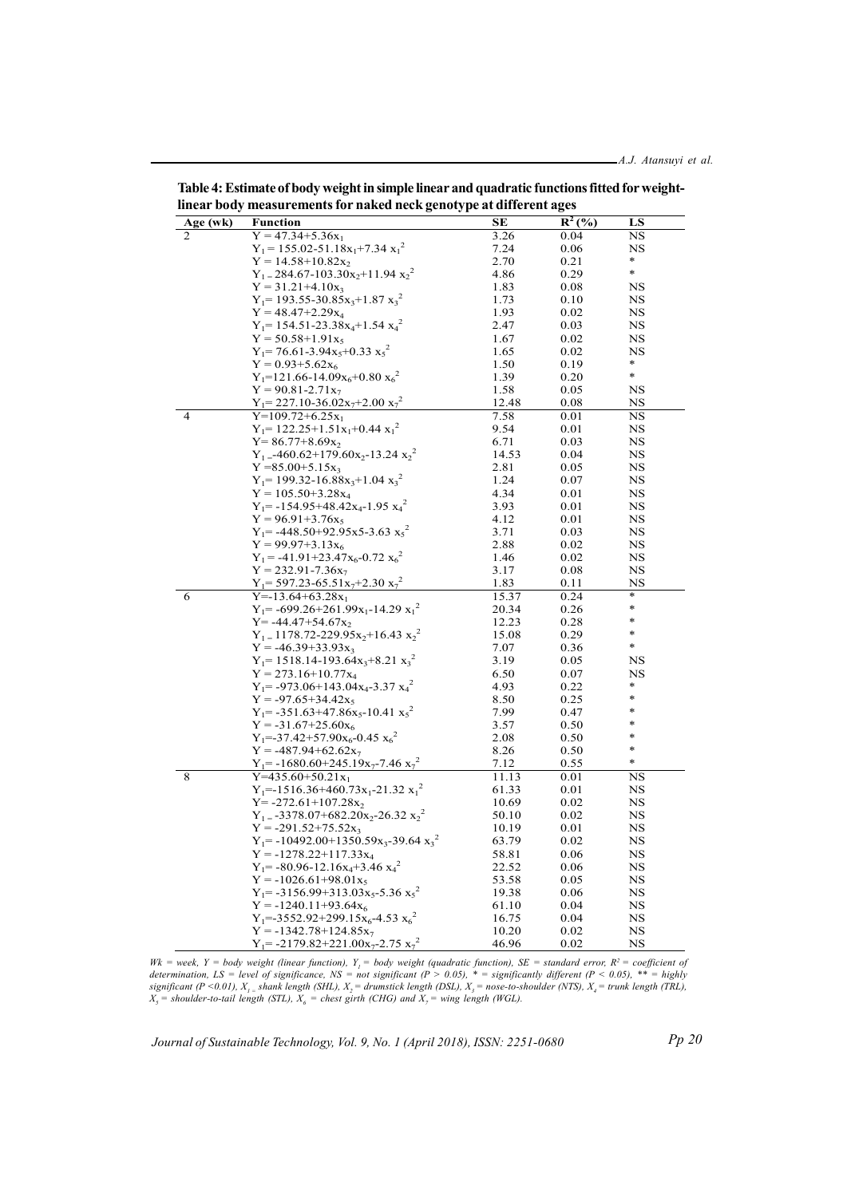**Table 4: Estimate of body weight in simple linear and quadratic functions fitted for weight-linear body measurements for naked neck genotype at different ages**

| Age (wk) | Function | SE | $R^2$ (%) | LS |
|---|---|---|---|---|
| 2 | $Y = 47.34+5.36x_1$ | 3.26 | 0.04 | NS |
| | $Y_1 = 155.02-51.18x_1+7.34\ x_1^2$ | 7.24 | 0.06 | NS |
| | $Y = 14.58+10.82x_2$ | 2.70 | 0.21 | * |
| | $Y_1 = 284.67-103.30x_2+11.94\ x_2^2$ | 4.86 | 0.29 | * |
| | $Y = 31.21+4.10x_3$ | 1.83 | 0.08 | NS |
| | $Y_1 = 193.55-30.85x_3+1.87\ x_3^2$ | 1.73 | 0.10 | NS |
| | $Y = 48.47+2.29x_4$ | 1.93 | 0.02 | NS |
| | $Y_1 = 154.51-23.38x_4+1.54\ x_4^2$ | 2.47 | 0.03 | NS |
| | $Y = 50.58+1.91x_5$ | 1.67 | 0.02 | NS |
| | $Y_1 = 76.61-3.94x_5+0.33\ x_5^2$ | 1.65 | 0.02 | NS |
| | $Y = 0.93+5.62x_6$ | 1.50 | 0.19 | * |
| | $Y_1 = 121.66-14.09x_6+0.80\ x_6^2$ | 1.39 | 0.20 | * |
| | $Y = 90.81-2.71x_7$ | 1.58 | 0.05 | NS |
| | $Y_1 = 227.10-36.02x_7+2.00\ x_7^2$ | 12.48 | 0.08 | NS |
| 4 | $Y = 109.72+6.25x_1$ | 7.58 | 0.01 | NS |
| | $Y_1 = 122.25+1.51x_1+0.44\ x_1^2$ | 9.54 | 0.01 | NS |
| | $Y = 86.77+8.69x_2$ | 6.71 | 0.03 | NS |
| | $Y_1 = -460.62+179.60x_2-13.24\ x_2^2$ | 14.53 | 0.04 | NS |
| | $Y = 85.00+5.15x_3$ | 2.81 | 0.05 | NS |
| | $Y_1 = 199.32-16.88x_3+1.04\ x_3^2$ | 1.24 | 0.07 | NS |
| | $Y = 105.50+3.28x_4$ | 4.34 | 0.01 | NS |
| | $Y_1 = -154.95+48.42x_4-1.95\ x_4^2$ | 3.93 | 0.01 | NS |
| | $Y = 96.91+3.76x_5$ | 4.12 | 0.01 | NS |
| | $Y_1 = -448.50+92.95x5-3.63\ x_5^2$ | 3.71 | 0.03 | NS |
| | $Y = 99.97+3.13x_6$ | 2.88 | 0.02 | NS |
| | $Y_1 = -41.91+23.47x_6-0.72\ x_6^2$ | 1.46 | 0.02 | NS |
| | $Y = 232.91-7.36x_7$ | 3.17 | 0.08 | NS |
| | $Y_1 = 597.23-65.51x_7+2.30\ x_7^2$ | 1.83 | 0.11 | NS |
| 6 | $Y = -13.64+63.28x_1$ | 15.37 | 0.24 | * |
| | $Y_1 = -699.26+261.99x_1-14.29\ x_1^2$ | 20.34 | 0.26 | * |
| | $Y = -44.47+54.67x_2$ | 12.23 | 0.28 | * |
| | $Y_1 = 1178.72-229.95x_2+16.43\ x_2^2$ | 15.08 | 0.29 | * |
| | $Y = -46.39+33.93x_3$ | 7.07 | 0.36 | * |
| | $Y_1 = 1518.14-193.64x_3+8.21\ x_3^2$ | 3.19 | 0.05 | NS |
| | $Y = 273.16+10.77x_4$ | 6.50 | 0.07 | NS |
| | $Y_1 = -973.06+143.04x_4-3.37\ x_4^2$ | 4.93 | 0.22 | * |
| | $Y = -97.65+34.42x_5$ | 8.50 | 0.25 | * |
| | $Y_1 = -351.63+47.86x_5-10.41\ x_5^2$ | 7.99 | 0.47 | * |
| | $Y = -31.67+25.60x_6$ | 3.57 | 0.50 | * |
| | $Y_1 = -37.42+57.90x_6-0.45\ x_6^2$ | 2.08 | 0.50 | * |
| | $Y = -487.94+62.62x_7$ | 8.26 | 0.50 | * |
| | $Y_1 = -1680.60+245.19x_7-7.46\ x_7^2$ | 7.12 | 0.55 | * |
| 8 | $Y = 435.60+50.21x_1$ | 11.13 | 0.01 | NS |
| | $Y_1 = -1516.36+460.73x_1-21.32\ x_1^2$ | 61.33 | 0.01 | NS |
| | $Y = -272.61+107.28x_2$ | 10.69 | 0.02 | NS |
| | $Y_1 = -3378.07+682.20x_2-26.32\ x_2^2$ | 50.10 | 0.02 | NS |
| | $Y = -291.52+75.52x_3$ | 10.19 | 0.01 | NS |
| | $Y_1 = -10492.00+1350.59x_3-39.64\ x_3^2$ | 63.79 | 0.02 | NS |
| | $Y = -1278.22+117.33x_4$ | 58.81 | 0.06 | NS |
| | $Y_1 = -80.96-12.16x_4+3.46\ x_4^2$ | 22.52 | 0.06 | NS |
| | $Y = -1026.61+98.01x_5$ | 53.58 | 0.05 | NS |
| | $Y_1 = -3156.99+313.03x_5-5.36\ x_5^2$ | 19.38 | 0.06 | NS |
| | $Y = -1240.11+93.64x_6$ | 61.10 | 0.04 | NS |
| | $Y_1 = -3552.92+299.15x_6-4.53\ x_6^2$ | 16.75 | 0.04 | NS |
| | $Y = -1342.78+124.85x_7$ | 10.20 | 0.02 | NS |
| | $Y_1 = -2179.82+221.00x_7-2.75\ x_7^2$ | 46.96 | 0.02 | NS |

*Wk = week, Y = body weight (linear function), $Y_1$ = body weight (quadratic function), SE = standard error, $R^2$ = coefficient of determination, LS = level of significance, NS = not significant ($P > 0.05$), * = significantly different ($P < 0.05$), ** = highly significant ($P < 0.01$), $X_1$ = shank length (SHL), $X_2$ = drumstick length (DSL), $X_3$ = nose-to-shoulder (NTS), $X_4$ = trunk length (TRL), $X_5$ = shoulder-to-tail length (STL), $X_6$ = chest girth (CHG) and $X_7$ = wing length (WGL).*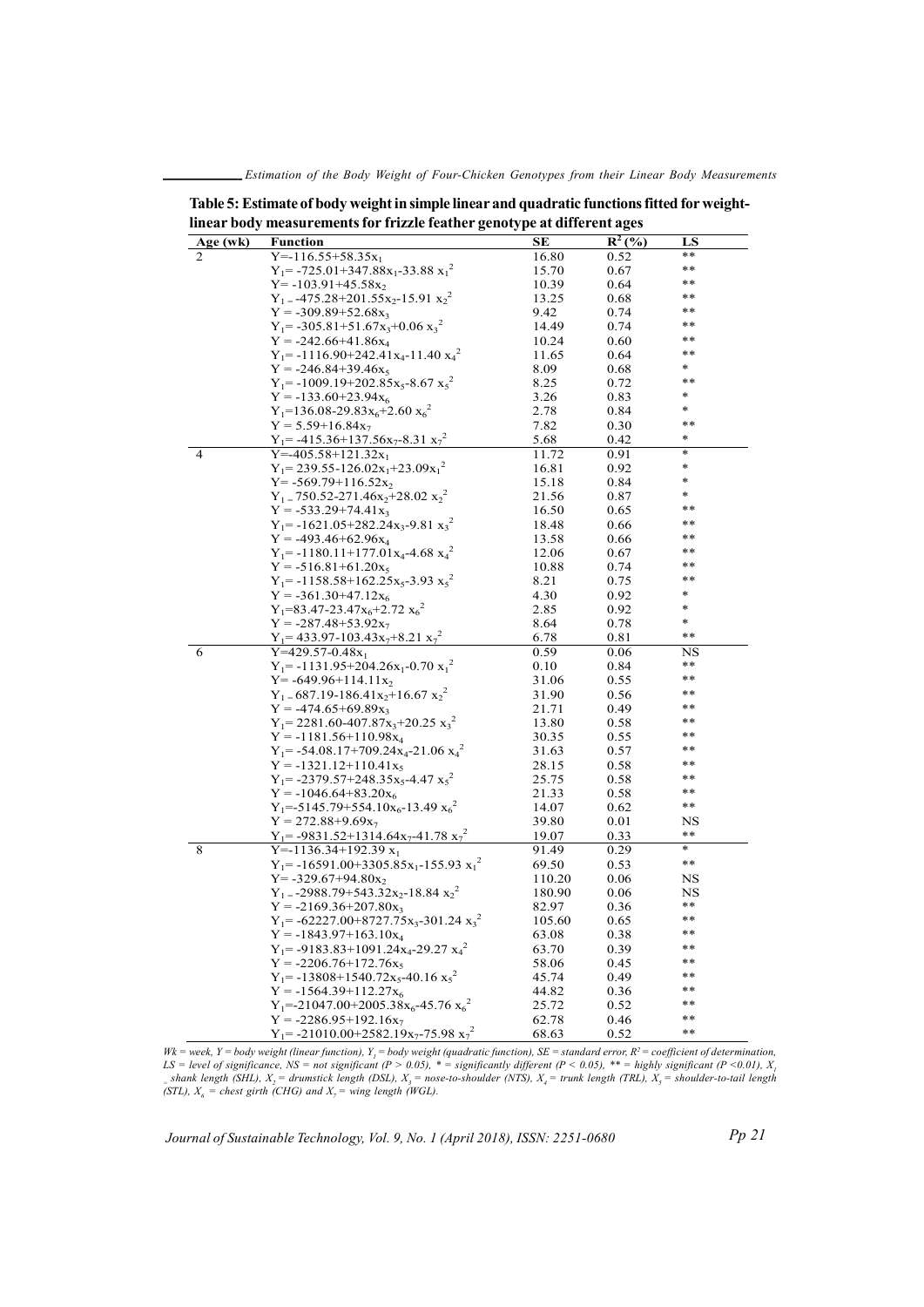**Table 5: Estimate of body weight in simple linear and quadratic functions fitted for weight-linear body measurements for frizzle feather genotype at different ages**

| Age (wk) | Function | SE | $R^2$ (%) | LS |
|---|---|---|---|---|
| 2 | $Y=-116.55+58.35x_1$ | 16.80 | 0.52 | ** |
| | $Y_1=-725.01+347.88x_1-33.88\ x_1^2$ | 15.70 | 0.67 | ** |
| | $Y=-103.91+45.58x_2$ | 10.39 | 0.64 | ** |
| | $Y_1=-475.28+201.55x_2-15.91\ x_2^2$ | 13.25 | 0.68 | ** |
| | $Y=-309.89+52.68x_3$ | 9.42 | 0.74 | ** |
| | $Y_1=-305.81+51.67x_3+0.06\ x_3^2$ | 14.49 | 0.74 | ** |
| | $Y=-242.66+41.86x_4$ | 10.24 | 0.60 | ** |
| | $Y_1=-1116.90+242.41x_4-11.40\ x_4^2$ | 11.65 | 0.64 | ** |
| | $Y=-246.84+39.46x_5$ | 8.09 | 0.68 | * |
| | $Y_1=-1009.19+202.85x_5-8.67\ x_5^2$ | 8.25 | 0.72 | ** |
| | $Y=-133.60+23.94x_6$ | 3.26 | 0.83 | * |
| | $Y_1=136.08-29.83x_6+2.60\ x_6^2$ | 2.78 | 0.84 | * |
| | $Y=5.59+16.84x_7$ | 7.82 | 0.30 | ** |
| | $Y_1=-415.36+137.56x_7-8.31\ x_7^2$ | 5.68 | 0.42 | * |
| 4 | $Y=-405.58+121.32x_1$ | 11.72 | 0.91 | * |
| | $Y_1=239.55-126.02x_1+23.09x_1^2$ | 16.81 | 0.92 | * |
| | $Y=-569.79+116.52x_2$ | 15.18 | 0.84 | * |
| | $Y_1=750.52-271.46x_2+28.02\ x_2^2$ | 21.56 | 0.87 | * |
| | $Y=-533.29+74.41x_3$ | 16.50 | 0.65 | ** |
| | $Y_1=-1621.05+282.24x_3-9.81\ x_3^2$ | 18.48 | 0.66 | ** |
| | $Y=-493.46+62.96x_4$ | 13.58 | 0.66 | ** |
| | $Y_1=-1180.11+177.01x_4-4.68\ x_4^2$ | 12.06 | 0.67 | ** |
| | $Y=-516.81+61.20x_5$ | 10.88 | 0.74 | ** |
| | $Y_1=-1158.58+162.25x_5-3.93\ x_5^2$ | 8.21 | 0.75 | ** |
| | $Y=-361.30+47.12x_6$ | 4.30 | 0.92 | * |
| | $Y_1=83.47-23.47x_6+2.72\ x_6^2$ | 2.85 | 0.92 | * |
| | $Y=-287.48+53.92x_7$ | 8.64 | 0.78 | * |
| | $Y_1=433.97-103.43x_7+8.21\ x_7^2$ | 6.78 | 0.81 | ** |
| 6 | $Y=429.57-0.48x_1$ | 0.59 | 0.06 | NS |
| | $Y_1=-1131.95+204.26x_1-0.70\ x_1^2$ | 0.10 | 0.84 | ** |
| | $Y=-649.96+114.11x_2$ | 31.06 | 0.55 | ** |
| | $Y_1=687.19-186.41x_2+16.67\ x_2^2$ | 31.90 | 0.56 | ** |
| | $Y=-474.65+69.89x_3$ | 21.71 | 0.49 | ** |
| | $Y_1=2281.60-407.87x_3+20.25\ x_3^2$ | 13.80 | 0.58 | ** |
| | $Y=-1181.56+110.98x_4$ | 30.35 | 0.55 | ** |
| | $Y_1=-54.08.17+709.24x_4-21.06\ x_4^2$ | 31.63 | 0.57 | ** |
| | $Y=-1321.12+110.41x_5$ | 28.15 | 0.58 | ** |
| | $Y_1=-2379.57+248.35x_5-4.47\ x_5^2$ | 25.75 | 0.58 | ** |
| | $Y=-1046.64+83.20x_6$ | 21.33 | 0.58 | ** |
| | $Y_1=-5145.79+554.10x_6-13.49\ x_6^2$ | 14.07 | 0.62 | ** |
| | $Y=272.88+9.69x_7$ | 39.80 | 0.01 | NS |
| | $Y_1=-9831.52+1314.64x_7-41.78\ x_7^2$ | 19.07 | 0.33 | ** |
| 8 | $Y=-1136.34+192.39\ x_1$ | 91.49 | 0.29 | * |
| | $Y_1=-16591.00+3305.85x_1-155.93\ x_1^2$ | 69.50 | 0.53 | ** |
| | $Y=-329.67+94.80x_2$ | 110.20 | 0.06 | NS |
| | $Y_1=-2988.79+543.32x_2-18.84\ x_2^2$ | 180.90 | 0.06 | NS |
| | $Y=-2169.36+207.80x_3$ | 82.97 | 0.36 | ** |
| | $Y_1=-62227.00+8727.75x_3-301.24\ x_3^2$ | 105.60 | 0.65 | ** |
| | $Y=-1843.97+163.10x_4$ | 63.08 | 0.38 | ** |
| | $Y_1=-9183.83+1091.24x_4-29.27\ x_4^2$ | 63.70 | 0.39 | ** |
| | $Y=-2206.76+172.76x_5$ | 58.06 | 0.45 | ** |
| | $Y_1=-13808+1540.72x_5-40.16\ x_5^2$ | 45.74 | 0.49 | ** |
| | $Y=-1564.39+112.27x_6$ | 44.82 | 0.36 | ** |
| | $Y_1=-21047.00+2005.38x_6-45.76\ x_6^2$ | 25.72 | 0.52 | ** |
| | $Y=-2286.95+192.16x_7$ | 62.78 | 0.46 | ** |
| | $Y_1=-21010.00+2582.19x_7-75.98\ x_7^2$ | 68.63 | 0.52 | ** |

*Wk = week, Y = body weight (linear function), $Y_1$ = body weight (quadratic function), SE = standard error, $R^2$ = coefficient of determination, LS = level of significance, NS = not significant ($P > 0.05$), * = significantly different ($P < 0.05$), ** = highly significant ($P < 0.01$), $X_1$ = shank length (SHL), $X_2$ = drumstick length (DSL), $X_3$ = nose-to-shoulder (NTS), $X_4$ = trunk length (TRL), $X_5$ = shoulder-to-tail length (STL), $X_6$ = chest girth (CHG) and $X_7$ = wing length (WGL).*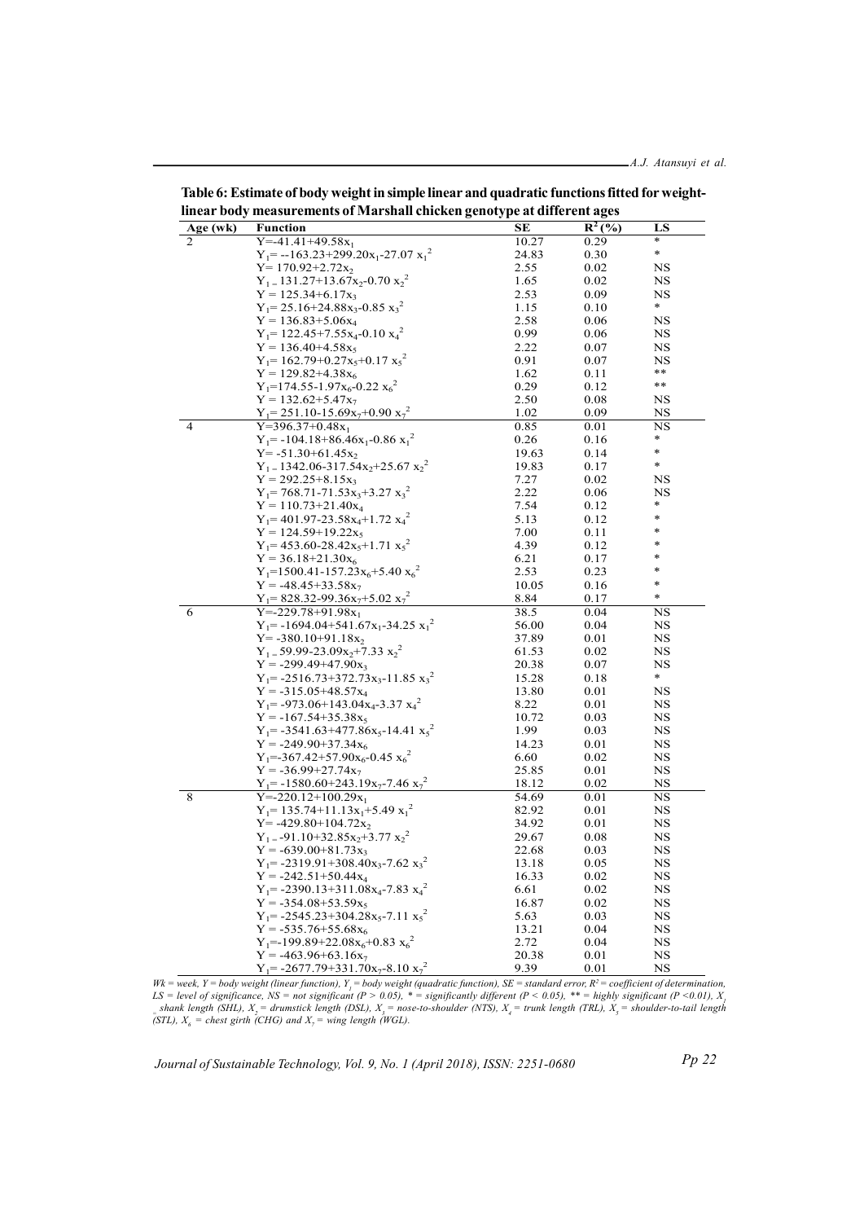**Table 6: Estimate of body weight in simple linear and quadratic functions fitted for weight-linear body measurements of Marshall chicken genotype at different ages**

| Age (wk) | Function | SE | $R^2$ (%) | LS |
|---|---|---|---|---|
| 2 | $Y=-41.41+49.58x_1$ | 10.27 | 0.29 | * |
| | $Y_1= --163.23+299.20x_1-27.07\ x_1^2$ | 24.83 | 0.30 | * |
| | $Y= 170.92+2.72x_2$ | 2.55 | 0.02 | NS |
| | $Y_1 = 131.27+13.67x_2-0.70\ x_2^2$ | 1.65 | 0.02 | NS |
| | $Y = 125.34+6.17x_3$ | 2.53 | 0.09 | NS |
| | $Y_1= 25.16+24.88x_3-0.85\ x_3^2$ | 1.15 | 0.10 | * |
| | $Y = 136.83+5.06x_4$ | 2.58 | 0.06 | NS |
| | $Y_1= 122.45+7.55x_4-0.10\ x_4^2$ | 0.99 | 0.06 | NS |
| | $Y = 136.40+4.58x_5$ | 2.22 | 0.07 | NS |
| | $Y_1= 162.79+0.27x_5+0.17\ x_5^2$ | 0.91 | 0.07 | NS |
| | $Y = 129.82+4.38x_6$ | 1.62 | 0.11 | ** |
| | $Y_1=174.55-1.97x_6-0.22\ x_6^2$ | 0.29 | 0.12 | ** |
| | $Y = 132.62+5.47x_7$ | 2.50 | 0.08 | NS |
| | $Y_1= 251.10-15.69x_7+0.90\ x_7^2$ | 1.02 | 0.09 | NS |
| 4 | $Y=396.37+0.48x_1$ | 0.85 | 0.01 | NS |
| | $Y_1= -104.18+86.46x_1-0.86\ x_1^2$ | 0.26 | 0.16 | * |
| | $Y= -51.30+61.45x_2$ | 19.63 | 0.14 | * |
| | $Y_1 = 1342.06-317.54x_2+25.67\ x_2^2$ | 19.83 | 0.17 | * |
| | $Y = 292.25+8.15x_3$ | 7.27 | 0.02 | NS |
| | $Y_1= 768.71-71.53x_3+3.27\ x_3^2$ | 2.22 | 0.06 | NS |
| | $Y = 110.73+21.40x_4$ | 7.54 | 0.12 | * |
| | $Y_1= 401.97-23.58x_4+1.72\ x_4^2$ | 5.13 | 0.12 | * |
| | $Y = 124.59+19.22x_5$ | 7.00 | 0.11 | * |
| | $Y_1= 453.60-28.42x_5+1.71\ x_5^2$ | 4.39 | 0.12 | * |
| | $Y = 36.18+21.30x_6$ | 6.21 | 0.17 | * |
| | $Y_1=1500.41-157.23x_6+5.40\ x_6^2$ | 2.53 | 0.23 | * |
| | $Y = -48.45+33.58x_7$ | 10.05 | 0.16 | * |
| | $Y_1= 828.32-99.36x_7+5.02\ x_7^2$ | 8.84 | 0.17 | * |
| 6 | $Y=-229.78+91.98x_1$ | 38.5 | 0.04 | NS |
| | $Y_1= -1694.04+541.67x_1-34.25\ x_1^2$ | 56.00 | 0.04 | NS |
| | $Y= -380.10+91.18x_2$ | 37.89 | 0.01 | NS |
| | $Y_1 = 59.99-23.09x_2+7.33\ x_2^2$ | 61.53 | 0.02 | NS |
| | $Y = -299.49+47.90x_3$ | 20.38 | 0.07 | NS |
| | $Y_1= -2516.73+372.73x_3-11.85\ x_3^2$ | 15.28 | 0.18 | * |
| | $Y = -315.05+48.57x_4$ | 13.80 | 0.01 | NS |
| | $Y_1= -973.06+143.04x_4-3.37\ x_4^2$ | 8.22 | 0.01 | NS |
| | $Y = -167.54+35.38x_5$ | 10.72 | 0.03 | NS |
| | $Y_1= -3541.63+477.86x_5-14.41\ x_5^2$ | 1.99 | 0.03 | NS |
| | $Y = -249.90+37.34x_6$ | 14.23 | 0.01 | NS |
| | $Y_1=-367.42+57.90x_6-0.45\ x_6^2$ | 6.60 | 0.02 | NS |
| | $Y = -36.99+27.74x_7$ | 25.85 | 0.01 | NS |
| | $Y_1= -1580.60+243.19x_7-7.46\ x_7^2$ | 18.12 | 0.02 | NS |
| 8 | $Y=-220.12+100.29x_1$ | 54.69 | 0.01 | NS |
| | $Y_1= 135.74+11.13x_1+5.49\ x_1^2$ | 82.92 | 0.01 | NS |
| | $Y= -429.80+104.72x_2$ | 34.92 | 0.01 | NS |
| | $Y_1 = -91.10+32.85x_2+3.77\ x_2^2$ | 29.67 | 0.08 | NS |
| | $Y = -639.00+81.73x_3$ | 22.68 | 0.03 | NS |
| | $Y_1= -2319.91+308.40x_3-7.62\ x_3^2$ | 13.18 | 0.05 | NS |
| | $Y = -242.51+50.44x_4$ | 16.33 | 0.02 | NS |
| | $Y_1= -2390.13+311.08x_4-7.83\ x_4^2$ | 6.61 | 0.02 | NS |
| | $Y = -354.08+53.59x_5$ | 16.87 | 0.02 | NS |
| | $Y_1= -2545.23+304.28x_5-7.11\ x_5^2$ | 5.63 | 0.03 | NS |
| | $Y = -535.76+55.68x_6$ | 13.21 | 0.04 | NS |
| | $Y_1=-199.89+22.08x_6+0.83\ x_6^2$ | 2.72 | 0.04 | NS |
| | $Y = -463.96+63.16x_7$ | 20.38 | 0.01 | NS |
| | $Y_1= -2677.79+331.70x_7-8.10\ x_7^2$ | 9.39 | 0.01 | NS |

*Wk = week, Y = body weight (linear function), $Y_1$ = body weight (quadratic function), SE = standard error, $R^2$ = coefficient of determination, LS = level of significance, NS = not significant ($P > 0.05$), * = significantly different ($P < 0.05$), ** = highly significant ($P < 0.01$), $X_1$ = shank length (SHL), $X_2$ = drumstick length (DSL), $X_3$ = nose-to-shoulder (NTS), $X_4$ = trunk length (TRL), $X_5$ = shoulder-to-tail length (STL), $X_6$ = chest girth (CHG) and $X_7$ = wing length (WGL).*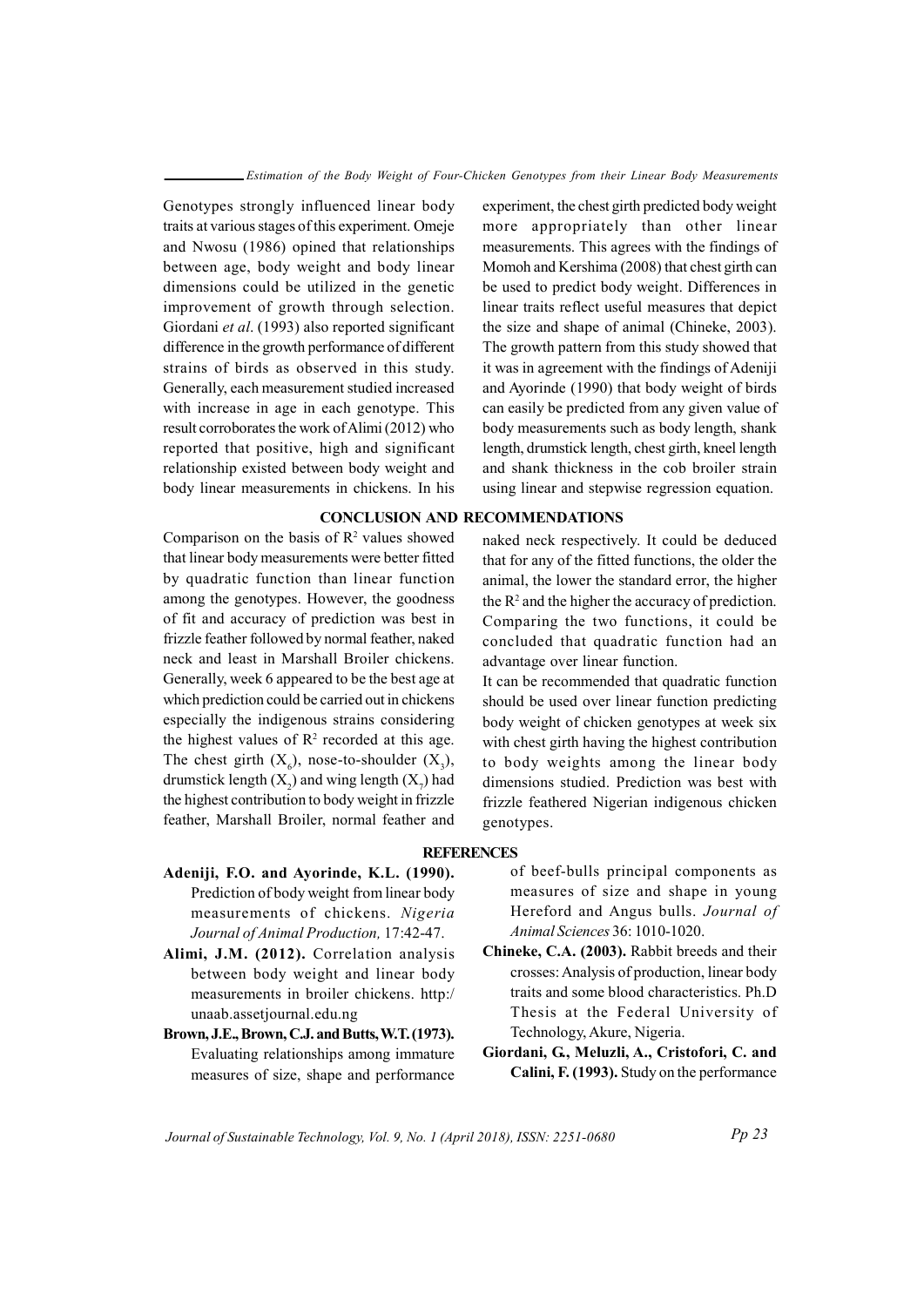Genotypes strongly influenced linear body traits at various stages of this experiment. Omeje and Nwosu (1986) opined that relationships between age, body weight and body linear dimensions could be utilized in the genetic improvement of growth through selection. Giordani *et al*. (1993) also reported significant difference in the growth performance of different strains of birds as observed in this study. Generally, each measurement studied increased with increase in age in each genotype. This result corroborates the work of Alimi (2012) who reported that positive, high and significant relationship existed between body weight and body linear measurements in chickens. In his experiment, the chest girth predicted body weight more appropriately than other linear measurements. This agrees with the findings of Momoh and Kershima (2008) that chest girth can be used to predict body weight. Differences in linear traits reflect useful measures that depict the size and shape of animal (Chineke, 2003). The growth pattern from this study showed that it was in agreement with the findings of Adeniji and Ayorinde (1990) that body weight of birds can easily be predicted from any given value of body measurements such as body length, shank length, drumstick length, chest girth, kneel length and shank thickness in the cob broiler strain using linear and stepwise regression equation.

## CONCLUSION AND RECOMMENDATIONS

Comparison on the basis of $R^2$ values showed that linear body measurements were better fitted by quadratic function than linear function among the genotypes. However, the goodness of fit and accuracy of prediction was best in frizzle feather followed by normal feather, naked neck and least in Marshall Broiler chickens. Generally, week 6 appeared to be the best age at which prediction could be carried out in chickens especially the indigenous strains considering the highest values of $R^2$ recorded at this age. The chest girth ($X_6$), nose-to-shoulder ($X_3$), drumstick length ($X_2$) and wing length ($X_7$) had the highest contribution to body weight in frizzle feather, Marshall Broiler, normal feather and naked neck respectively. It could be deduced that for any of the fitted functions, the older the animal, the lower the standard error, the higher the $R^2$ and the higher the accuracy of prediction. Comparing the two functions, it could be concluded that quadratic function had an advantage over linear function.

It can be recommended that quadratic function should be used over linear function predicting body weight of chicken genotypes at week six with chest girth having the highest contribution to body weights among the linear body dimensions studied. Prediction was best with frizzle feathered Nigerian indigenous chicken genotypes.

## REFERENCES

**Adeniji, F.O. and Ayorinde, K.L. (1990).** Prediction of body weight from linear body measurements of chickens. *Nigeria Journal of Animal Production,* 17:42-47.

**Alimi, J.M. (2012).** Correlation analysis between body weight and linear body measurements in broiler chickens. http:/ unaab.assetjournal.edu.ng

**Brown, J.E., Brown, C.J. and Butts, W.T. (1973).** Evaluating relationships among immature measures of size, shape and performance of beef-bulls principal components as measures of size and shape in young Hereford and Angus bulls. *Journal of Animal Sciences* 36: 1010-1020.

**Chineke, C.A. (2003).** Rabbit breeds and their crosses: Analysis of production, linear body traits and some blood characteristics. Ph.D Thesis at the Federal University of Technology, Akure, Nigeria.

**Giordani, G., Meluzli, A., Cristofori, C. and Calini, F. (1993).** Study on the performance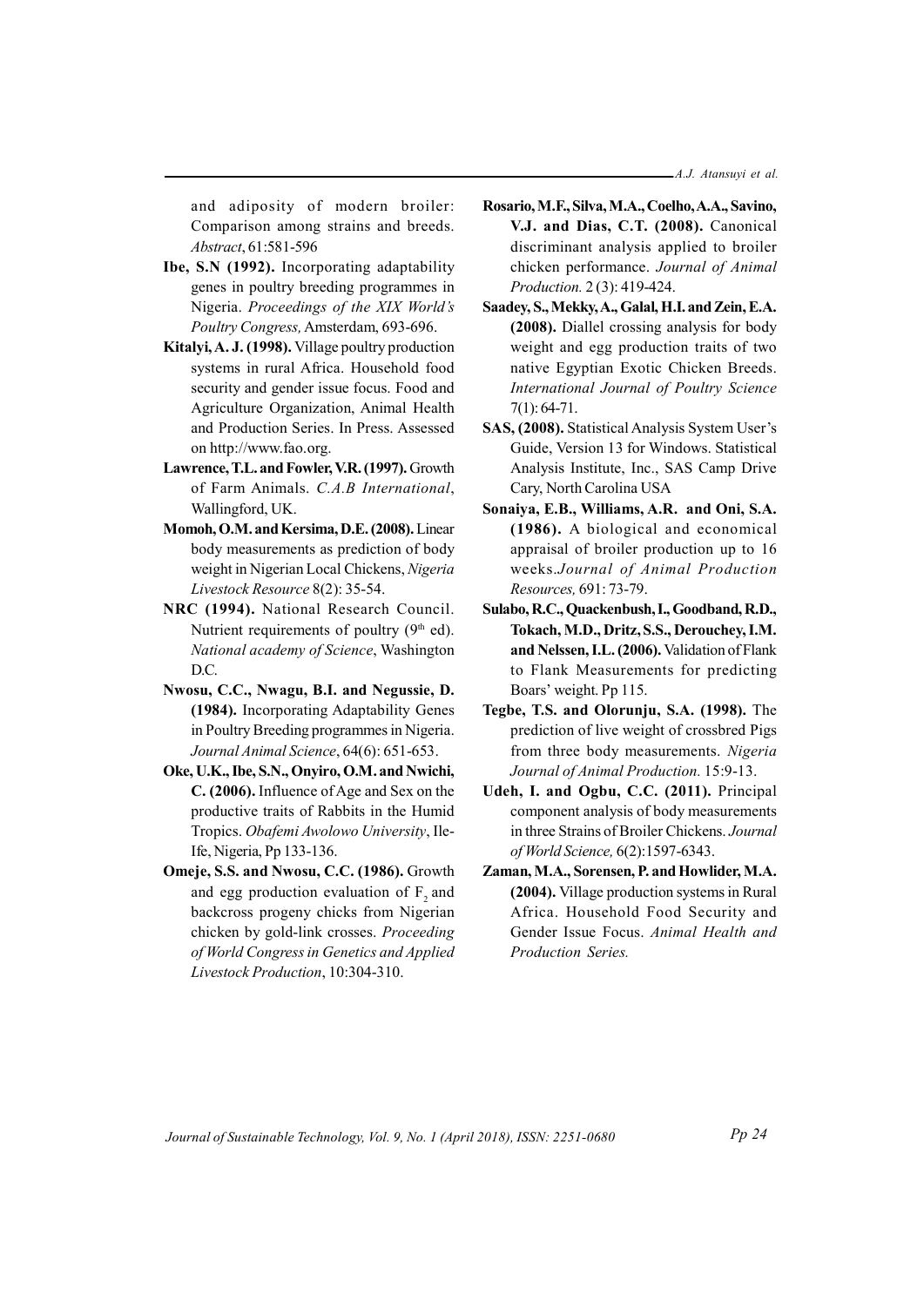and adiposity of modern broiler: Comparison among strains and breeds. *Abstract*, 61:581-596

**Ibe, S.N (1992).** Incorporating adaptability genes in poultry breeding programmes in Nigeria. *Proceedings of the XIX World's Poultry Congress,* Amsterdam, 693-696.

**Kitalyi, A. J. (1998).** Village poultry production systems in rural Africa. Household food security and gender issue focus. Food and Agriculture Organization, Animal Health and Production Series. In Press. Assessed on http://www.fao.org.

**Lawrence, T.L. and Fowler, V.R. (1997).** Growth of Farm Animals. *C.A.B International*, Wallingford, UK.

**Momoh, O.M. and Kersima, D.E. (2008).** Linear body measurements as prediction of body weight in Nigerian Local Chickens, *Nigeria Livestock Resource* 8(2): 35-54.

**NRC (1994).** National Research Council. Nutrient requirements of poultry (9th ed). *National academy of Science*, Washington D.C.

**Nwosu, C.C., Nwagu, B.I. and Negussie, D. (1984).** Incorporating Adaptability Genes in Poultry Breeding programmes in Nigeria. *Journal Animal Science*, 64(6): 651-653.

**Oke, U.K., Ibe, S.N., Onyiro, O.M. and Nwichi, C. (2006).** Influence of Age and Sex on the productive traits of Rabbits in the Humid Tropics. *Obafemi Awolowo University*, Ile-Ife, Nigeria, Pp 133-136.

**Omeje, S.S. and Nwosu, C.C. (1986).** Growth and egg production evaluation of $F_2$ and backcross progeny chicks from Nigerian chicken by gold-link crosses. *Proceeding of World Congress in Genetics and Applied Livestock Production*, 10:304-310.

**Rosario, M.F., Silva, M.A., Coelho, A.A., Savino, V.J. and Dias, C.T. (2008).** Canonical discriminant analysis applied to broiler chicken performance. *Journal of Animal Production.* 2 (3): 419-424.

**Saadey, S., Mekky, A., Galal, H.I. and Zein, E.A. (2008).** Diallel crossing analysis for body weight and egg production traits of two native Egyptian Exotic Chicken Breeds. *International Journal of Poultry Science* 7(1): 64-71.

**SAS, (2008).** Statistical Analysis System User's Guide, Version 13 for Windows. Statistical Analysis Institute, Inc., SAS Camp Drive Cary, North Carolina USA

**Sonaiya, E.B., Williams, A.R. and Oni, S.A. (1986).** A biological and economical appraisal of broiler production up to 16 weeks.*Journal of Animal Production Resources,* 691: 73-79.

**Sulabo, R.C., Quackenbush, I., Goodband, R.D., Tokach, M.D., Dritz, S.S., Derouchey, I.M. and Nelssen, I.L. (2006).** Validation of Flank to Flank Measurements for predicting Boars' weight. Pp 115.

**Tegbe, T.S. and Olorunju, S.A. (1998).** The prediction of live weight of crossbred Pigs from three body measurements. *Nigeria Journal of Animal Production.* 15:9-13.

**Udeh, I. and Ogbu, C.C. (2011).** Principal component analysis of body measurements in three Strains of Broiler Chickens. *Journal of World Science,* 6(2):1597-6343.

**Zaman, M.A., Sorensen, P. and Howlider, M.A. (2004).** Village production systems in Rural Africa. Household Food Security and Gender Issue Focus. *Animal Health and Production Series.*